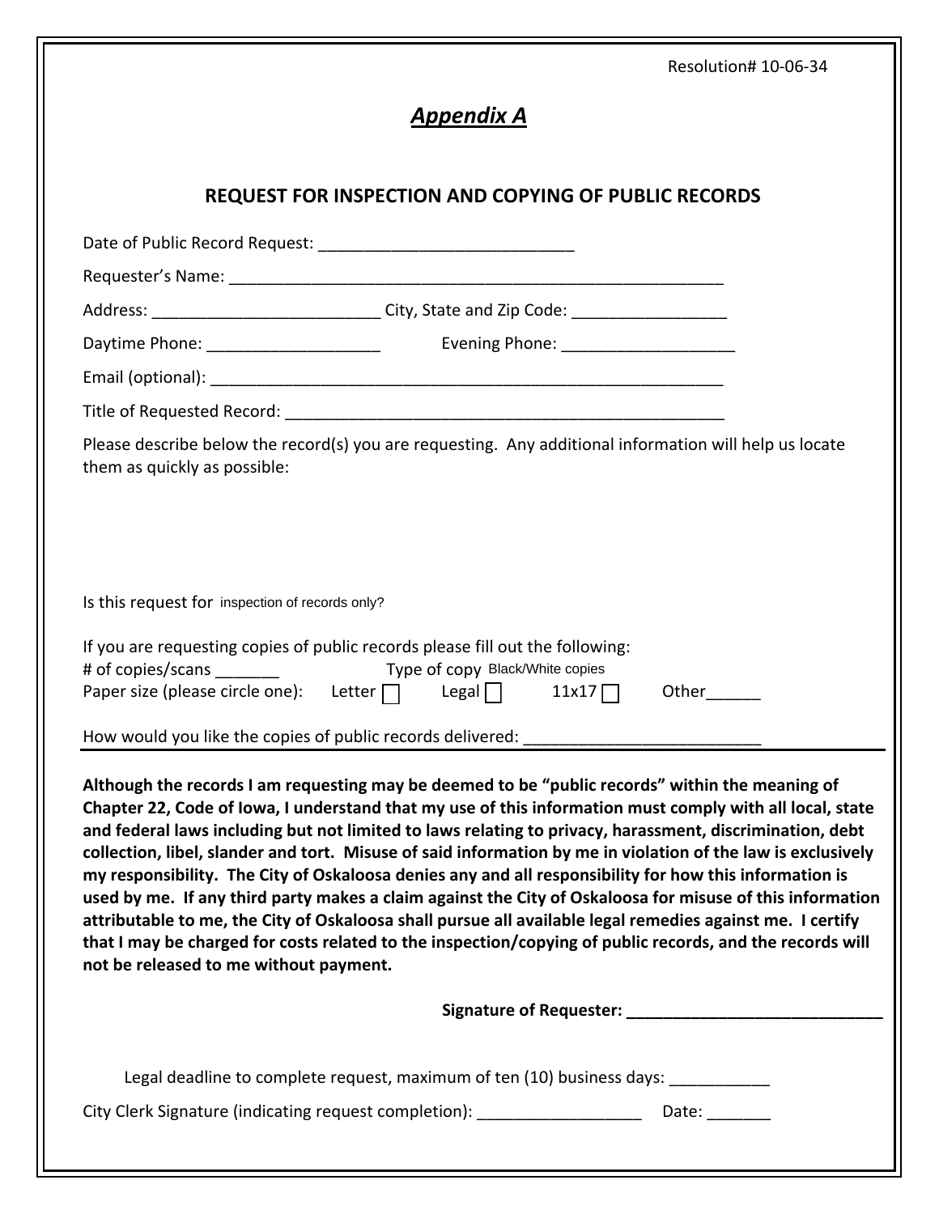Resolution# 10-06-34

# *Appendix A*

## REQUEST FOR INSPECTION AND COPYING OF PUBLIC RECORDS

Date of Public Record Request: ___________________________

Requester's Name: ______________________________________________________

Address: ________________________ City, State and Zip Code: ________________

Daytime Phone: __________________ Evening Phone: __________________

Email (optional): _________________________________________________________

Title of Requested Record: _______________________________________________

Please describe below the record(s) you are requesting. Any additional information will help us locate them as quickly as possible:

Is this request for inspection of records only?

If you are requesting copies of public records please fill out the following:

# of copies/scans _______ Type of copy Black/White copies

Paper size (please circle one): Letter ☐ Legal ☐ 11x17 ☐ Other______

How would you like the copies of public records delivered: _________________________

**Although the records I am requesting may be deemed to be "public records" within the meaning of Chapter 22, Code of Iowa, I understand that my use of this information must comply with all local, state and federal laws including but not limited to laws relating to privacy, harassment, discrimination, debt collection, libel, slander and tort. Misuse of said information by me in violation of the law is exclusively my responsibility. The City of Oskaloosa denies any and all responsibility for how this information is used by me. If any third party makes a claim against the City of Oskaloosa for misuse of this information attributable to me, the City of Oskaloosa shall pursue all available legal remedies against me. I certify that I may be charged for costs related to the inspection/copying of public records, and the records will not be released to me without payment.**

**Signature of Requester: ____________________________**

Legal deadline to complete request, maximum of ten (10) business days: ___________

City Clerk Signature (indicating request completion): __________________ Date: _______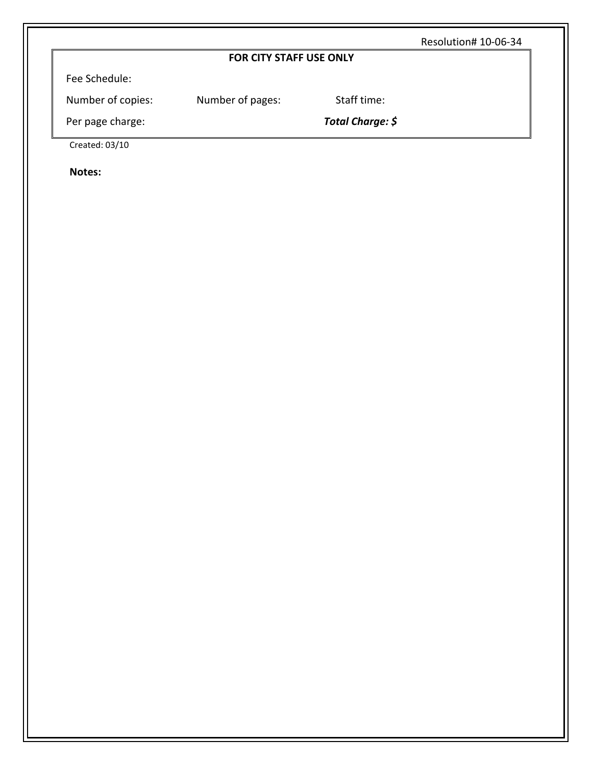Resolution# 10-06-34

**FOR CITY STAFF USE ONLY**

Fee Schedule:

Number of copies: Number of pages: Staff time:

Per page charge: ***Total Charge: $***

Created: 03/10

**Notes:**